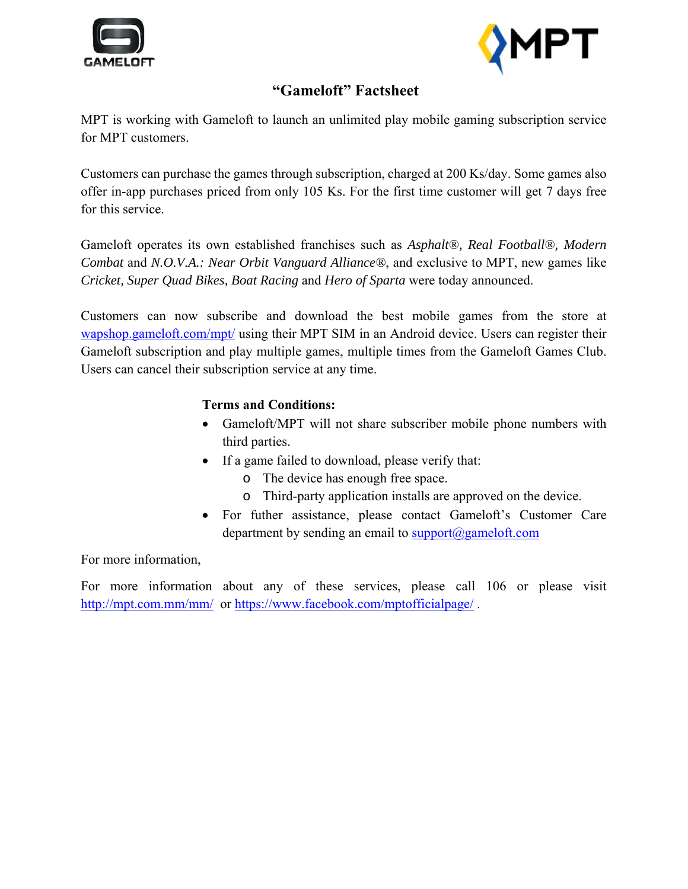# "Gameloft" Factsheet

MPT is working with Gameloft to launch an unlimited play mobile gaming subscription service for MPT customers.

Customers can purchase the games through subscription, charged at 200 Ks/day. Some games also offer in-app purchases priced from only 105 Ks. For the first time customer will get 7 days free for this service.

Gameloft operates its own established franchises such as *Asphalt®*, *Real Football®*, *Modern Combat* and *N.O.V.A.: Near Orbit Vanguard Alliance®*, and exclusive to MPT, new games like *Cricket, Super Quad Bikes, Boat Racing* and *Hero of Sparta* were today announced.

Customers can now subscribe and download the best mobile games from the store at wapshop.gameloft.com/mpt/ using their MPT SIM in an Android device. Users can register their Gameloft subscription and play multiple games, multiple times from the Gameloft Games Club. Users can cancel their subscription service at any time.

**Terms and Conditions:**

- Gameloft/MPT will not share subscriber mobile phone numbers with third parties.
- If a game failed to download, please verify that:
  - The device has enough free space.
  - Third-party application installs are approved on the device.
- For futher assistance, please contact Gameloft's Customer Care department by sending an email to support@gameloft.com

For more information,

For more information about any of these services, please call 106 or please visit http://mpt.com.mm/mm/ or https://www.facebook.com/mptofficialpage/ .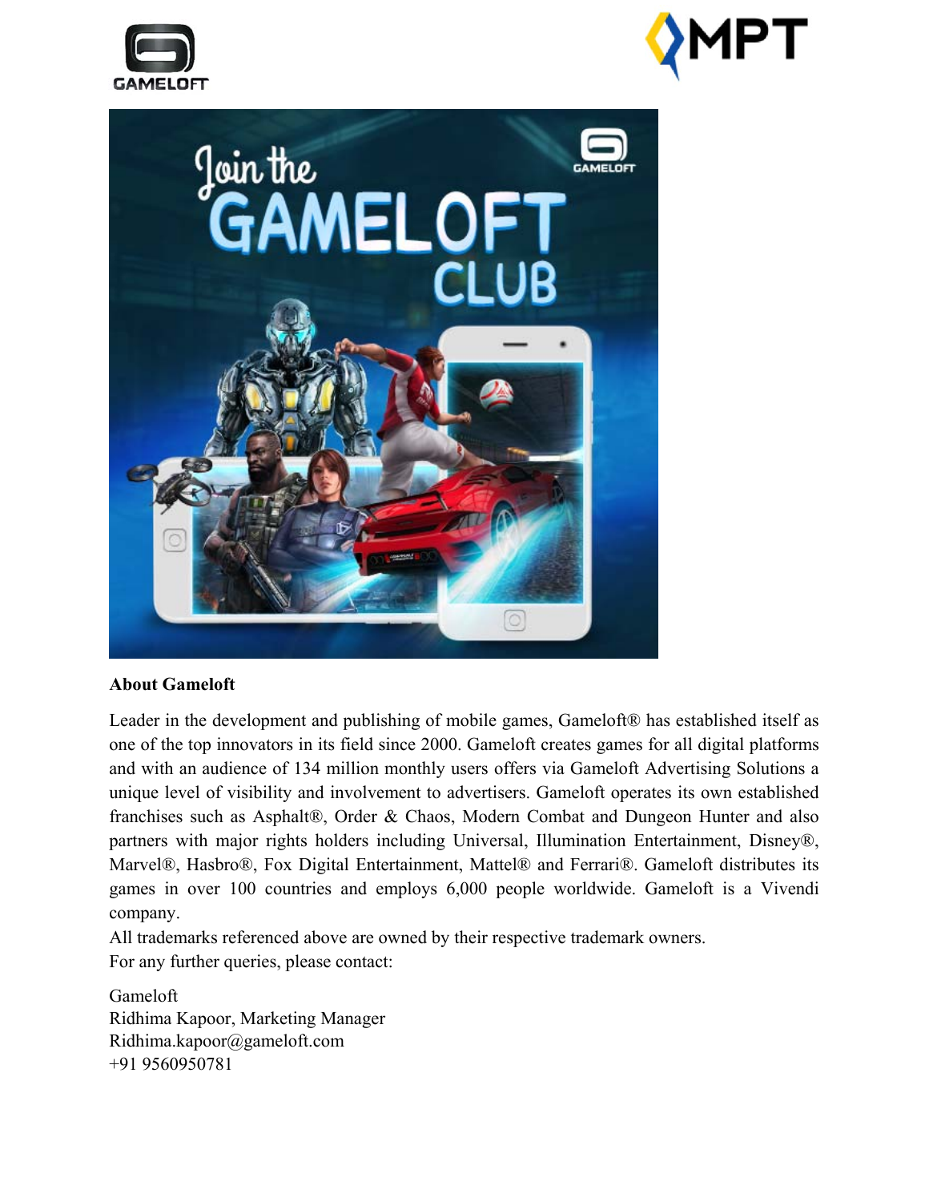**About Gameloft**

Leader in the development and publishing of mobile games, Gameloft® has established itself as one of the top innovators in its field since 2000. Gameloft creates games for all digital platforms and with an audience of 134 million monthly users offers via Gameloft Advertising Solutions a unique level of visibility and involvement to advertisers. Gameloft operates its own established franchises such as Asphalt®, Order & Chaos, Modern Combat and Dungeon Hunter and also partners with major rights holders including Universal, Illumination Entertainment, Disney®, Marvel®, Hasbro®, Fox Digital Entertainment, Mattel® and Ferrari®. Gameloft distributes its games in over 100 countries and employs 6,000 people worldwide. Gameloft is a Vivendi company.

All trademarks referenced above are owned by their respective trademark owners.

For any further queries, please contact:

Gameloft
Ridhima Kapoor, Marketing Manager
Ridhima.kapoor@gameloft.com
+91 9560950781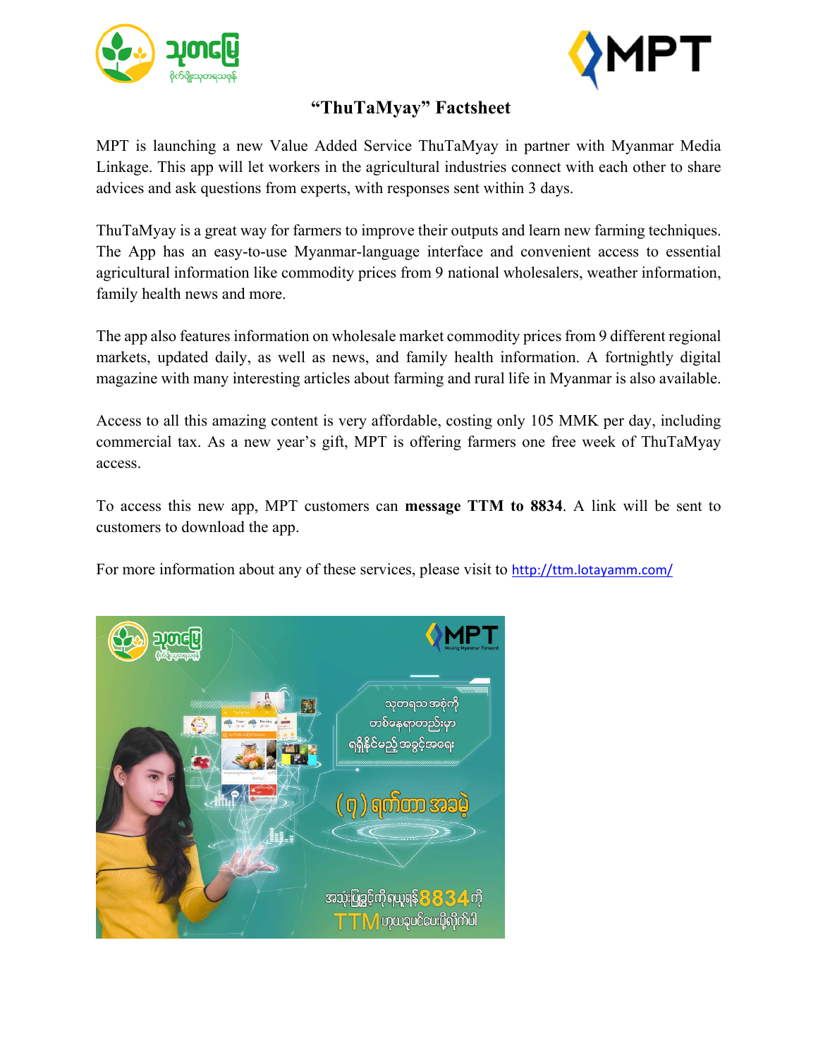# "ThuTaMyay" Factsheet

MPT is launching a new Value Added Service ThuTaMyay in partner with Myanmar Media Linkage. This app will let workers in the agricultural industries connect with each other to share advices and ask questions from experts, with responses sent within 3 days.

ThuTaMyay is a great way for farmers to improve their outputs and learn new farming techniques. The App has an easy-to-use Myanmar-language interface and convenient access to essential agricultural information like commodity prices from 9 national wholesalers, weather information, family health news and more.

The app also features information on wholesale market commodity prices from 9 different regional markets, updated daily, as well as news, and family health information. A fortnightly digital magazine with many interesting articles about farming and rural life in Myanmar is also available.

Access to all this amazing content is very affordable, costing only 105 MMK per day, including commercial tax. As a new year's gift, MPT is offering farmers one free week of ThuTaMyay access.

To access this new app, MPT customers can **message TTM to 8834**. A link will be sent to customers to download the app.

For more information about any of these services, please visit to http://ttm.lotayamm.com/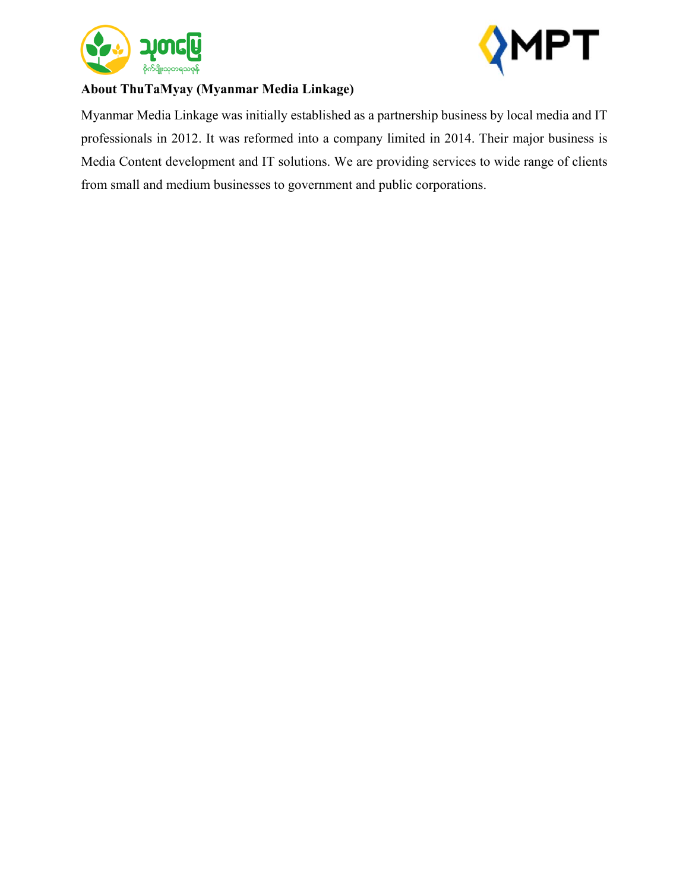**About ThuTaMyay (Myanmar Media Linkage)**

Myanmar Media Linkage was initially established as a partnership business by local media and IT professionals in 2012. It was reformed into a company limited in 2014. Their major business is Media Content development and IT solutions. We are providing services to wide range of clients from small and medium businesses to government and public corporations.